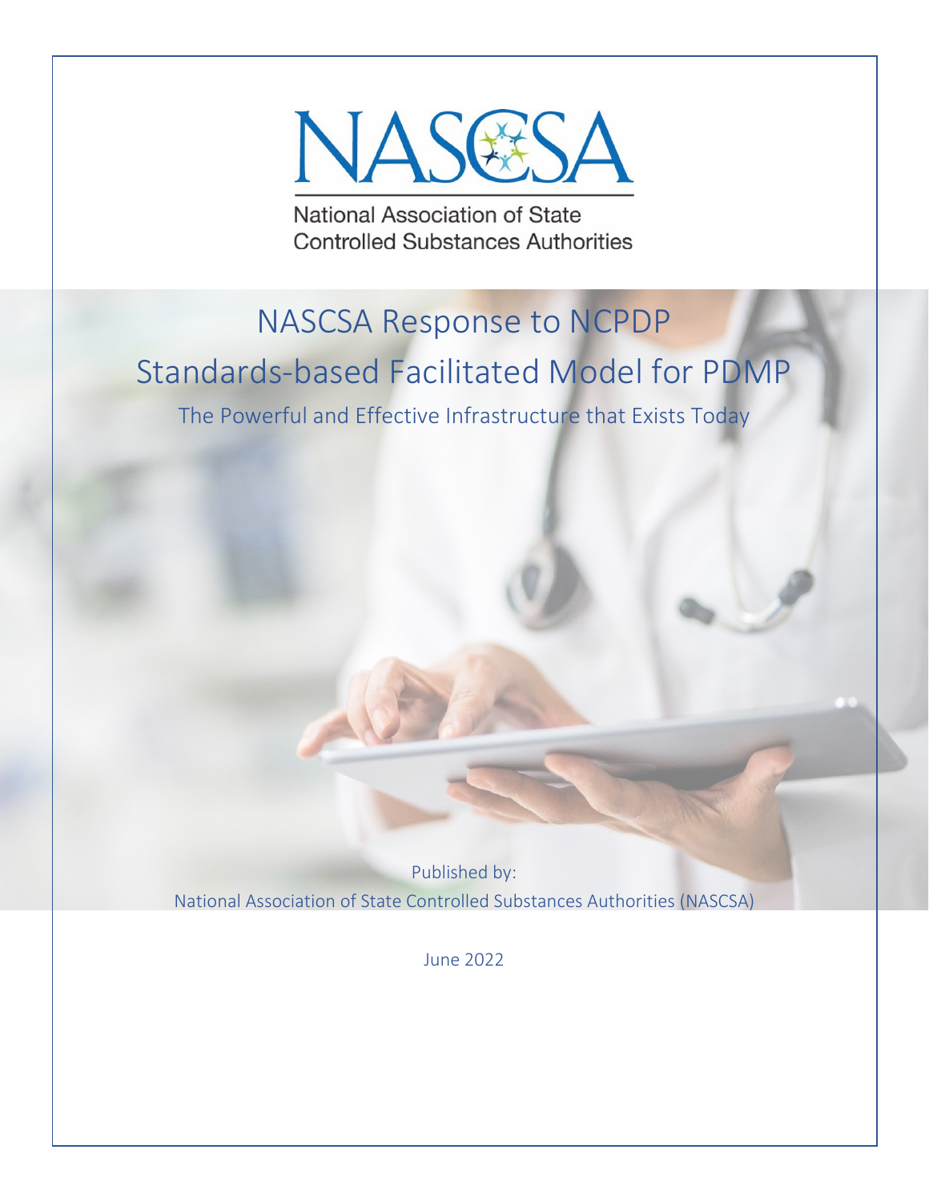NASCSA

National Association of State Controlled Substances Authorities

# NASCSA Response to NCPDP Standards-based Facilitated Model for PDMP

## The Powerful and Effective Infrastructure that Exists Today

Published by:

National Association of State Controlled Substances Authorities (NASCSA)

June 2022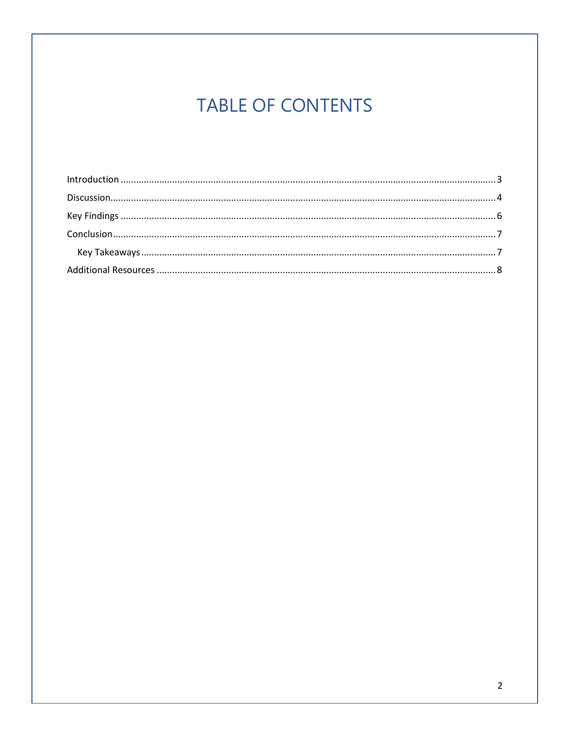# TABLE OF CONTENTS

Introduction ........................................................................................................................................ 3

Discussion............................................................................................................................................ 4

Key Findings ........................................................................................................................................ 6

Conclusion............................................................................................................................................ 7

  Key Takeaways ................................................................................................................................ 7

Additional Resources .......................................................................................................................... 8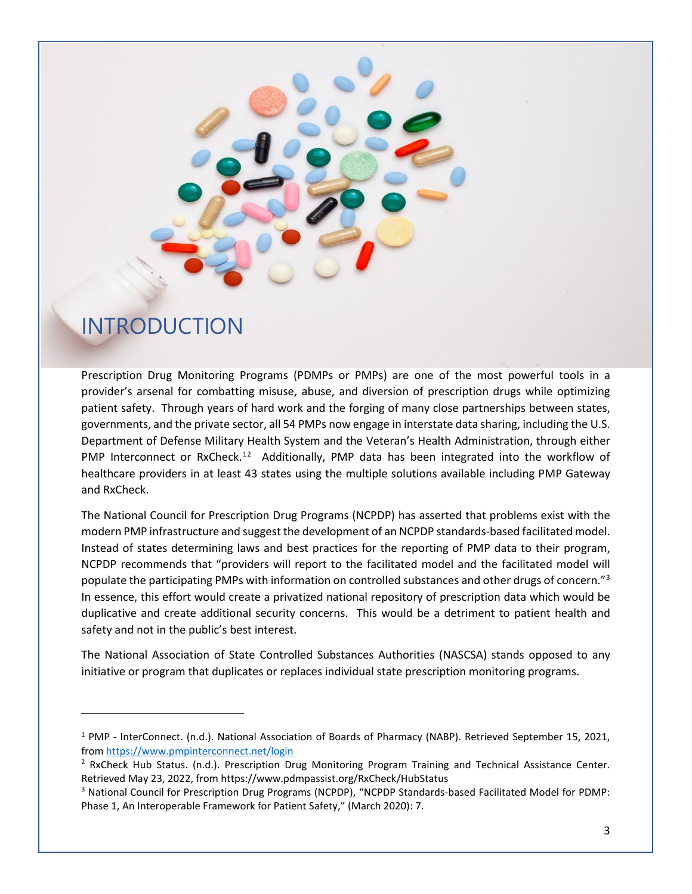# INTRODUCTION

Prescription Drug Monitoring Programs (PDMPs or PMPs) are one of the most powerful tools in a provider's arsenal for combatting misuse, abuse, and diversion of prescription drugs while optimizing patient safety. Through years of hard work and the forging of many close partnerships between states, governments, and the private sector, all 54 PMPs now engage in interstate data sharing, including the U.S. Department of Defense Military Health System and the Veteran's Health Administration, through either PMP Interconnect or RxCheck.[1,2] Additionally, PMP data has been integrated into the workflow of healthcare providers in at least 43 states using the multiple solutions available including PMP Gateway and RxCheck.

The National Council for Prescription Drug Programs (NCPDP) has asserted that problems exist with the modern PMP infrastructure and suggest the development of an NCPDP standards-based facilitated model. Instead of states determining laws and best practices for the reporting of PMP data to their program, NCPDP recommends that "providers will report to the facilitated model and the facilitated model will populate the participating PMPs with information on controlled substances and other drugs of concern."[3] In essence, this effort would create a privatized national repository of prescription data which would be duplicative and create additional security concerns. This would be a detriment to patient health and safety and not in the public's best interest.

The National Association of State Controlled Substances Authorities (NASCSA) stands opposed to any initiative or program that duplicates or replaces individual state prescription monitoring programs.

---

[1] PMP - InterConnect. (n.d.). National Association of Boards of Pharmacy (NABP). Retrieved September 15, 2021, from https://www.pmpinterconnect.net/login

[2] RxCheck Hub Status. (n.d.). Prescription Drug Monitoring Program Training and Technical Assistance Center. Retrieved May 23, 2022, from https://www.pdmpassist.org/RxCheck/HubStatus

[3] National Council for Prescription Drug Programs (NCPDP), "NCPDP Standards-based Facilitated Model for PDMP: Phase 1, An Interoperable Framework for Patient Safety," (March 2020): 7.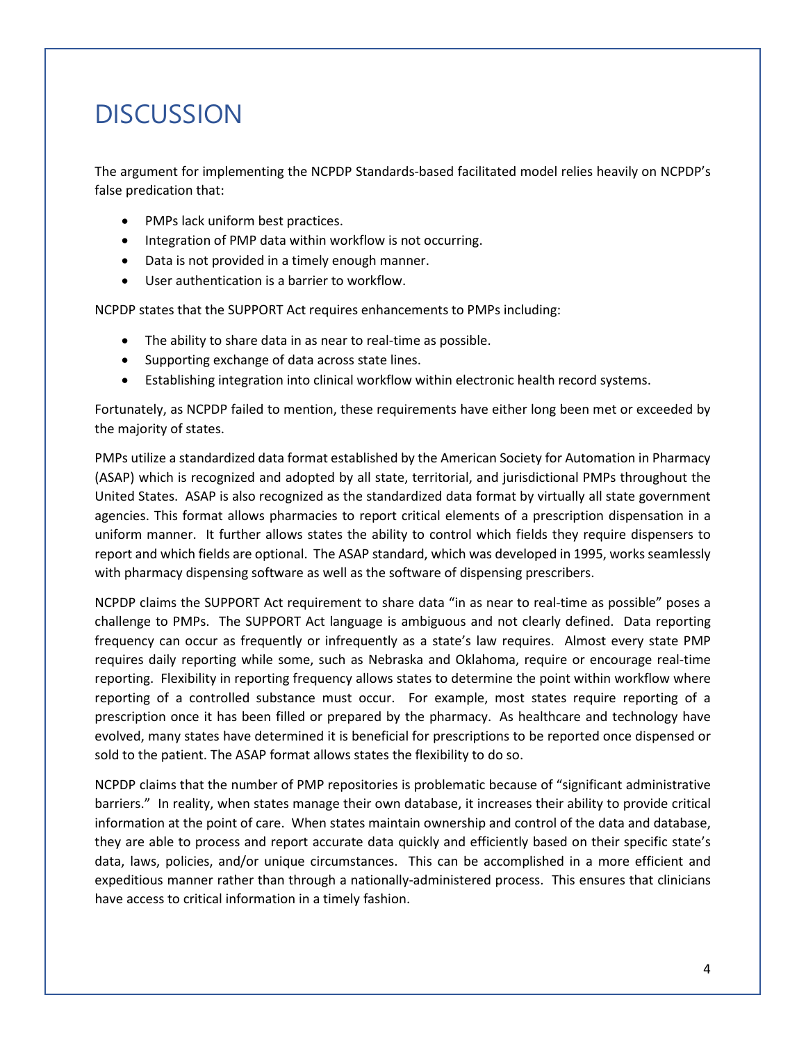# DISCUSSION

The argument for implementing the NCPDP Standards-based facilitated model relies heavily on NCPDP's false predication that:

- PMPs lack uniform best practices.
- Integration of PMP data within workflow is not occurring.
- Data is not provided in a timely enough manner.
- User authentication is a barrier to workflow.

NCPDP states that the SUPPORT Act requires enhancements to PMPs including:

- The ability to share data in as near to real-time as possible.
- Supporting exchange of data across state lines.
- Establishing integration into clinical workflow within electronic health record systems.

Fortunately, as NCPDP failed to mention, these requirements have either long been met or exceeded by the majority of states.

PMPs utilize a standardized data format established by the American Society for Automation in Pharmacy (ASAP) which is recognized and adopted by all state, territorial, and jurisdictional PMPs throughout the United States. ASAP is also recognized as the standardized data format by virtually all state government agencies. This format allows pharmacies to report critical elements of a prescription dispensation in a uniform manner. It further allows states the ability to control which fields they require dispensers to report and which fields are optional. The ASAP standard, which was developed in 1995, works seamlessly with pharmacy dispensing software as well as the software of dispensing prescribers.

NCPDP claims the SUPPORT Act requirement to share data "in as near to real-time as possible" poses a challenge to PMPs. The SUPPORT Act language is ambiguous and not clearly defined. Data reporting frequency can occur as frequently or infrequently as a state's law requires. Almost every state PMP requires daily reporting while some, such as Nebraska and Oklahoma, require or encourage real-time reporting. Flexibility in reporting frequency allows states to determine the point within workflow where reporting of a controlled substance must occur. For example, most states require reporting of a prescription once it has been filled or prepared by the pharmacy. As healthcare and technology have evolved, many states have determined it is beneficial for prescriptions to be reported once dispensed or sold to the patient. The ASAP format allows states the flexibility to do so.

NCPDP claims that the number of PMP repositories is problematic because of "significant administrative barriers." In reality, when states manage their own database, it increases their ability to provide critical information at the point of care. When states maintain ownership and control of the data and database, they are able to process and report accurate data quickly and efficiently based on their specific state's data, laws, policies, and/or unique circumstances. This can be accomplished in a more efficient and expeditious manner rather than through a nationally-administered process. This ensures that clinicians have access to critical information in a timely fashion.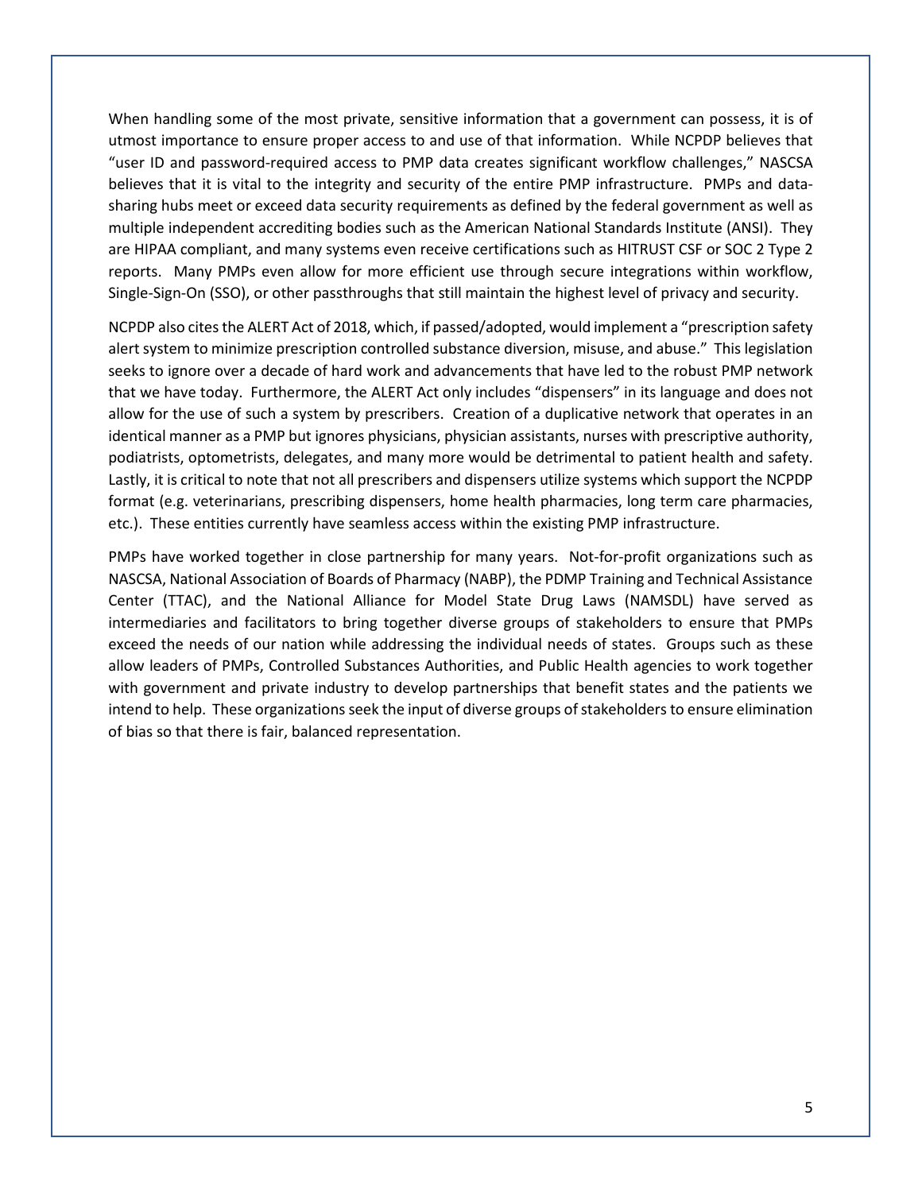When handling some of the most private, sensitive information that a government can possess, it is of utmost importance to ensure proper access to and use of that information. While NCPDP believes that "user ID and password-required access to PMP data creates significant workflow challenges," NASCSA believes that it is vital to the integrity and security of the entire PMP infrastructure. PMPs and data-sharing hubs meet or exceed data security requirements as defined by the federal government as well as multiple independent accrediting bodies such as the American National Standards Institute (ANSI). They are HIPAA compliant, and many systems even receive certifications such as HITRUST CSF or SOC 2 Type 2 reports. Many PMPs even allow for more efficient use through secure integrations within workflow, Single-Sign-On (SSO), or other passthroughs that still maintain the highest level of privacy and security.

NCPDP also cites the ALERT Act of 2018, which, if passed/adopted, would implement a "prescription safety alert system to minimize prescription controlled substance diversion, misuse, and abuse." This legislation seeks to ignore over a decade of hard work and advancements that have led to the robust PMP network that we have today. Furthermore, the ALERT Act only includes "dispensers" in its language and does not allow for the use of such a system by prescribers. Creation of a duplicative network that operates in an identical manner as a PMP but ignores physicians, physician assistants, nurses with prescriptive authority, podiatrists, optometrists, delegates, and many more would be detrimental to patient health and safety. Lastly, it is critical to note that not all prescribers and dispensers utilize systems which support the NCPDP format (e.g. veterinarians, prescribing dispensers, home health pharmacies, long term care pharmacies, etc.). These entities currently have seamless access within the existing PMP infrastructure.

PMPs have worked together in close partnership for many years. Not-for-profit organizations such as NASCSA, National Association of Boards of Pharmacy (NABP), the PDMP Training and Technical Assistance Center (TTAC), and the National Alliance for Model State Drug Laws (NAMSDL) have served as intermediaries and facilitators to bring together diverse groups of stakeholders to ensure that PMPs exceed the needs of our nation while addressing the individual needs of states. Groups such as these allow leaders of PMPs, Controlled Substances Authorities, and Public Health agencies to work together with government and private industry to develop partnerships that benefit states and the patients we intend to help. These organizations seek the input of diverse groups of stakeholders to ensure elimination of bias so that there is fair, balanced representation.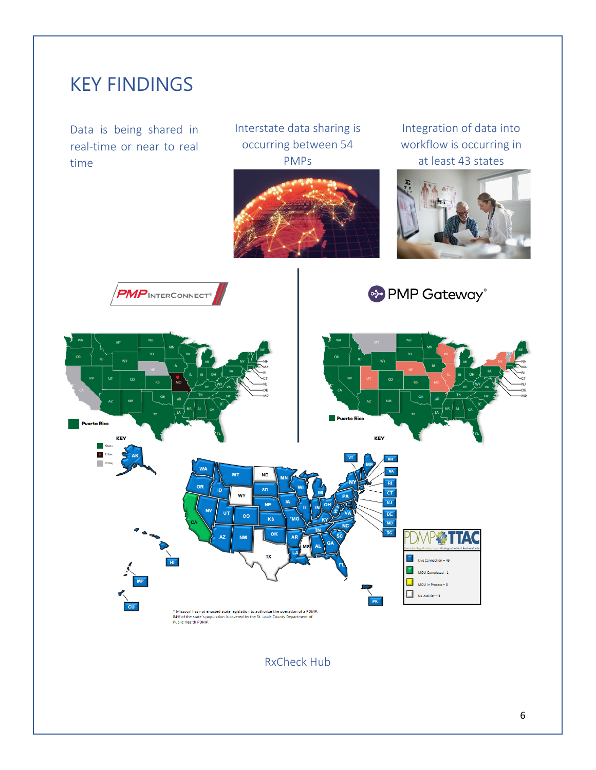# KEY FINDINGS

Data is being shared in real-time or near to real time

Interstate data sharing is occurring between 54 PMPs

Integration of data into workflow is occurring in at least 43 states

PMP InterConnect®

PMP Gateway®

\* Missouri has not enacted state legislation to authorize the operation of a PDMP. 84% of the state's population is covered by the St. Louis County Department of Public Health PDMP.

RxCheck Hub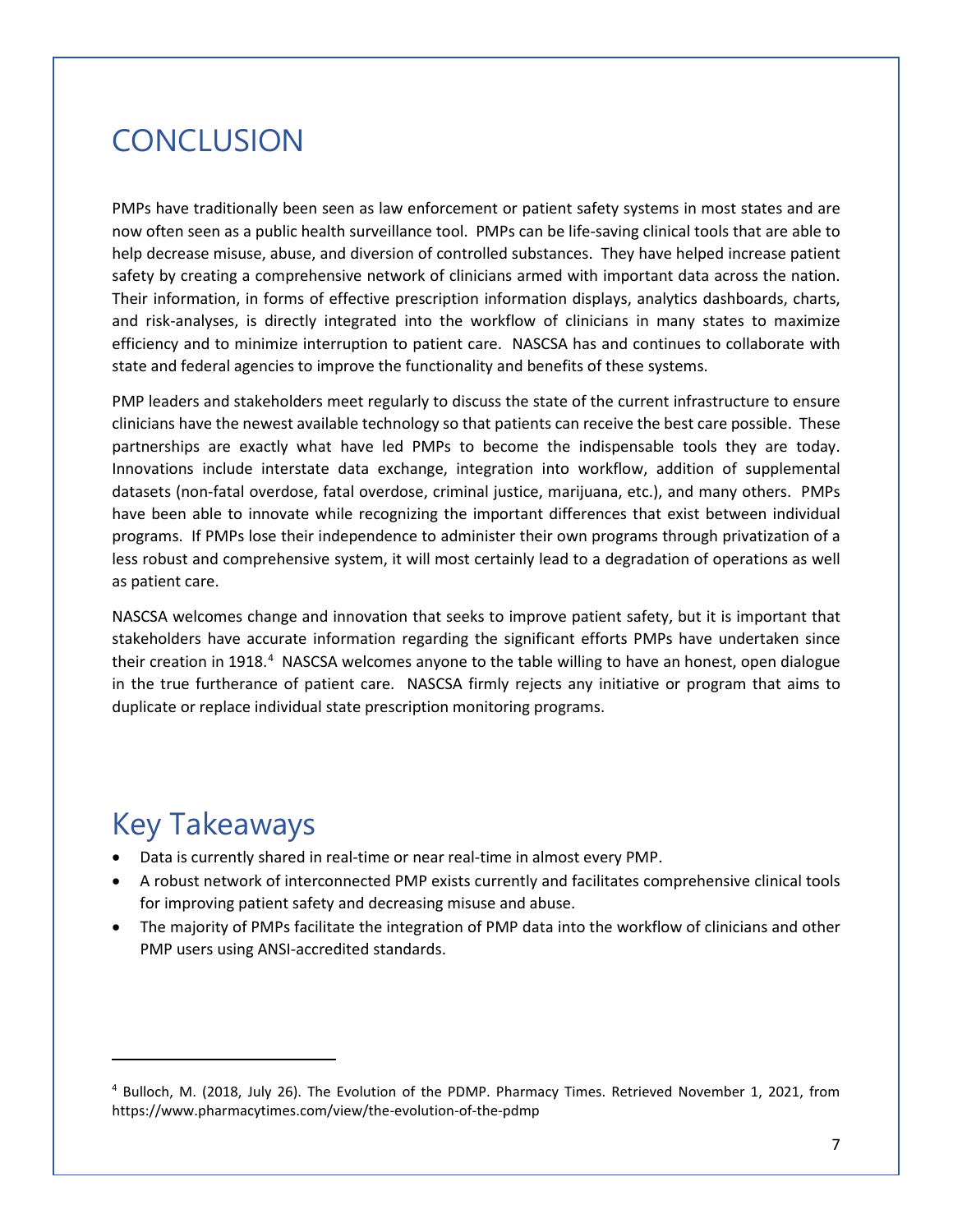# CONCLUSION

PMPs have traditionally been seen as law enforcement or patient safety systems in most states and are now often seen as a public health surveillance tool. PMPs can be life-saving clinical tools that are able to help decrease misuse, abuse, and diversion of controlled substances. They have helped increase patient safety by creating a comprehensive network of clinicians armed with important data across the nation. Their information, in forms of effective prescription information displays, analytics dashboards, charts, and risk-analyses, is directly integrated into the workflow of clinicians in many states to maximize efficiency and to minimize interruption to patient care. NASCSA has and continues to collaborate with state and federal agencies to improve the functionality and benefits of these systems.

PMP leaders and stakeholders meet regularly to discuss the state of the current infrastructure to ensure clinicians have the newest available technology so that patients can receive the best care possible. These partnerships are exactly what have led PMPs to become the indispensable tools they are today. Innovations include interstate data exchange, integration into workflow, addition of supplemental datasets (non-fatal overdose, fatal overdose, criminal justice, marijuana, etc.), and many others. PMPs have been able to innovate while recognizing the important differences that exist between individual programs. If PMPs lose their independence to administer their own programs through privatization of a less robust and comprehensive system, it will most certainly lead to a degradation of operations as well as patient care.

NASCSA welcomes change and innovation that seeks to improve patient safety, but it is important that stakeholders have accurate information regarding the significant efforts PMPs have undertaken since their creation in 1918.[4] NASCSA welcomes anyone to the table willing to have an honest, open dialogue in the true furtherance of patient care. NASCSA firmly rejects any initiative or program that aims to duplicate or replace individual state prescription monitoring programs.

## Key Takeaways

- Data is currently shared in real-time or near real-time in almost every PMP.
- A robust network of interconnected PMP exists currently and facilitates comprehensive clinical tools for improving patient safety and decreasing misuse and abuse.
- The majority of PMPs facilitate the integration of PMP data into the workflow of clinicians and other PMP users using ANSI-accredited standards.

---

[4] Bulloch, M. (2018, July 26). The Evolution of the PDMP. Pharmacy Times. Retrieved November 1, 2021, from https://www.pharmacytimes.com/view/the-evolution-of-the-pdmp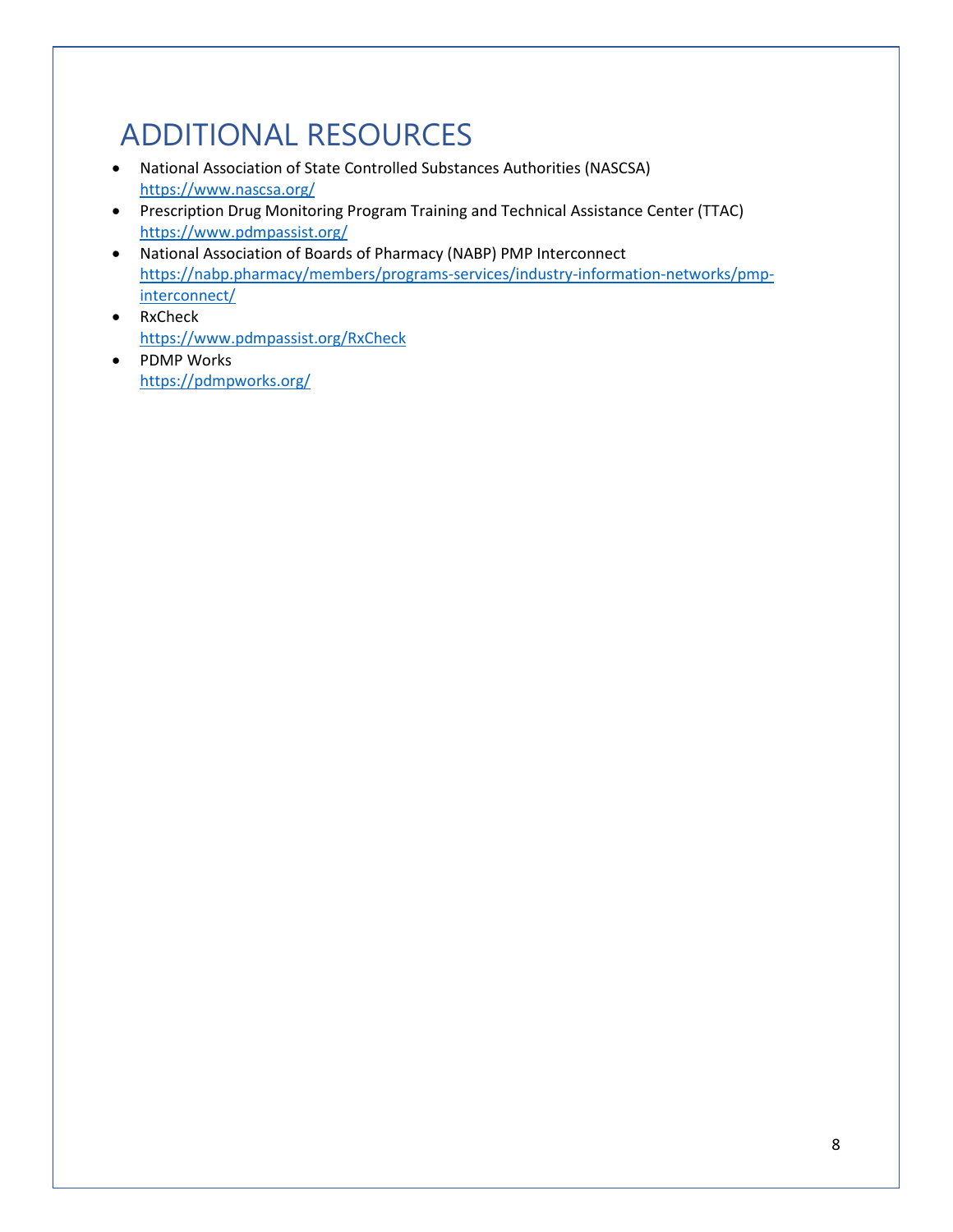# ADDITIONAL RESOURCES

- National Association of State Controlled Substances Authorities (NASCSA)
  https://www.nascsa.org/
- Prescription Drug Monitoring Program Training and Technical Assistance Center (TTAC)
  https://www.pdmpassist.org/
- National Association of Boards of Pharmacy (NABP) PMP Interconnect
  https://nabp.pharmacy/members/programs-services/industry-information-networks/pmp-interconnect/
- RxCheck
  https://www.pdmpassist.org/RxCheck
- PDMP Works
  https://pdmpworks.org/